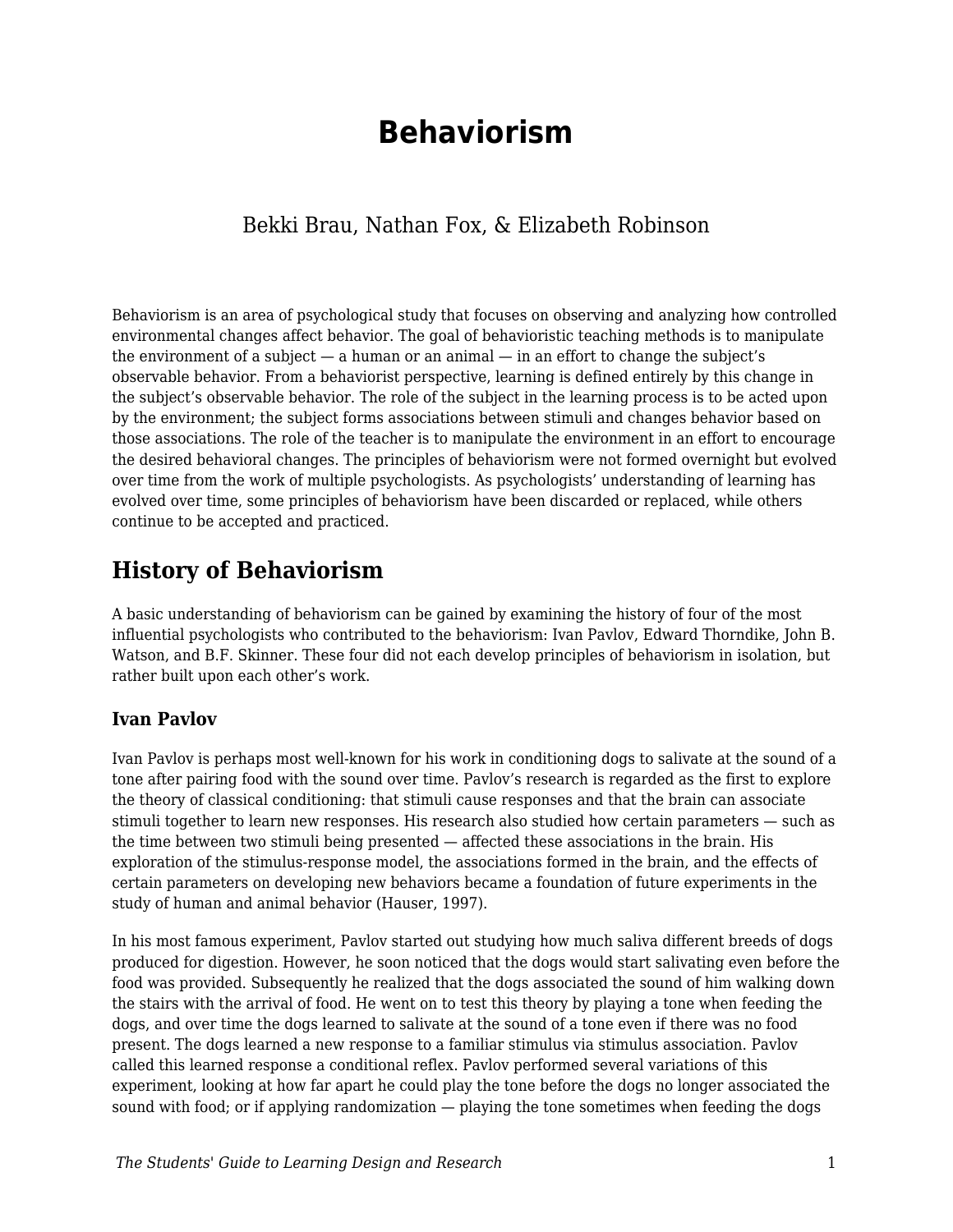# Behaviorism

Bekki Brau, Nathan Fox, & Elizabeth Robinson

Behaviorism is an area of psychological study that focuses on observing and analyzing how controlled environmental changes affect behavior. The goal of behavioristic teaching methods is to manipulate the environment of a subject — a human or an animal — in an effort to change the subject's observable behavior. From a behaviorist perspective, learning is defined entirely by this change in the subject's observable behavior. The role of the subject in the learning process is to be acted upon by the environment; the subject forms associations between stimuli and changes behavior based on those associations. The role of the teacher is to manipulate the environment in an effort to encourage the desired behavioral changes. The principles of behaviorism were not formed overnight but evolved over time from the work of multiple psychologists. As psychologists' understanding of learning has evolved over time, some principles of behaviorism have been discarded or replaced, while others continue to be accepted and practiced.

## History of Behaviorism

A basic understanding of behaviorism can be gained by examining the history of four of the most influential psychologists who contributed to the behaviorism: Ivan Pavlov, Edward Thorndike, John B. Watson, and B.F. Skinner. These four did not each develop principles of behaviorism in isolation, but rather built upon each other's work.

### Ivan Pavlov

Ivan Pavlov is perhaps most well-known for his work in conditioning dogs to salivate at the sound of a tone after pairing food with the sound over time. Pavlov's research is regarded as the first to explore the theory of classical conditioning: that stimuli cause responses and that the brain can associate stimuli together to learn new responses. His research also studied how certain parameters — such as the time between two stimuli being presented — affected these associations in the brain. His exploration of the stimulus-response model, the associations formed in the brain, and the effects of certain parameters on developing new behaviors became a foundation of future experiments in the study of human and animal behavior (Hauser, 1997).

In his most famous experiment, Pavlov started out studying how much saliva different breeds of dogs produced for digestion. However, he soon noticed that the dogs would start salivating even before the food was provided. Subsequently he realized that the dogs associated the sound of him walking down the stairs with the arrival of food. He went on to test this theory by playing a tone when feeding the dogs, and over time the dogs learned to salivate at the sound of a tone even if there was no food present. The dogs learned a new response to a familiar stimulus via stimulus association. Pavlov called this learned response a conditional reflex. Pavlov performed several variations of this experiment, looking at how far apart he could play the tone before the dogs no longer associated the sound with food; or if applying randomization — playing the tone sometimes when feeding the dogs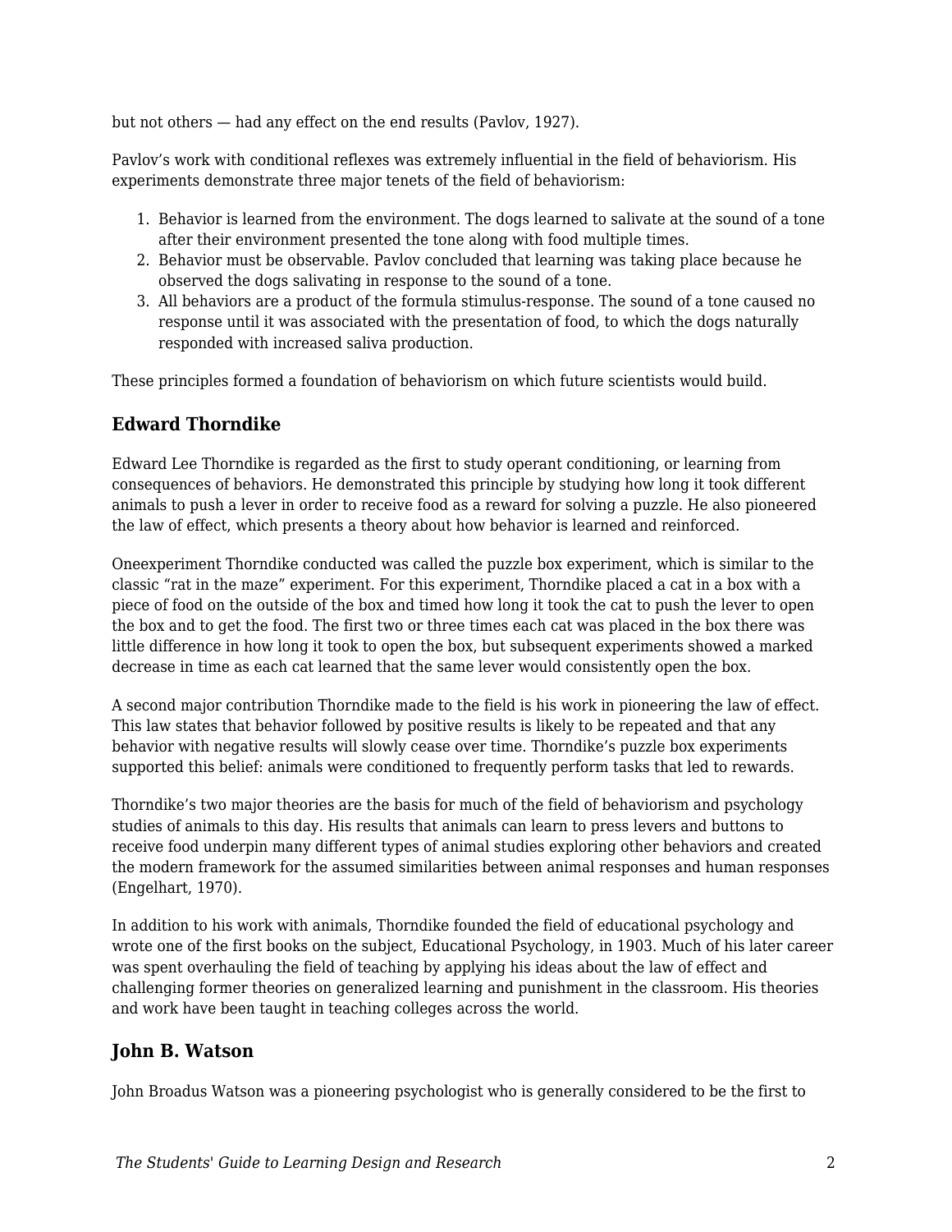but not others — had any effect on the end results (Pavlov, 1927).

Pavlov's work with conditional reflexes was extremely influential in the field of behaviorism. His experiments demonstrate three major tenets of the field of behaviorism:

1. Behavior is learned from the environment. The dogs learned to salivate at the sound of a tone after their environment presented the tone along with food multiple times.
2. Behavior must be observable. Pavlov concluded that learning was taking place because he observed the dogs salivating in response to the sound of a tone.
3. All behaviors are a product of the formula stimulus-response. The sound of a tone caused no response until it was associated with the presentation of food, to which the dogs naturally responded with increased saliva production.

These principles formed a foundation of behaviorism on which future scientists would build.

## Edward Thorndike

Edward Lee Thorndike is regarded as the first to study operant conditioning, or learning from consequences of behaviors. He demonstrated this principle by studying how long it took different animals to push a lever in order to receive food as a reward for solving a puzzle. He also pioneered the law of effect, which presents a theory about how behavior is learned and reinforced.

Oneexperiment Thorndike conducted was called the puzzle box experiment, which is similar to the classic "rat in the maze" experiment. For this experiment, Thorndike placed a cat in a box with a piece of food on the outside of the box and timed how long it took the cat to push the lever to open the box and to get the food. The first two or three times each cat was placed in the box there was little difference in how long it took to open the box, but subsequent experiments showed a marked decrease in time as each cat learned that the same lever would consistently open the box.

A second major contribution Thorndike made to the field is his work in pioneering the law of effect. This law states that behavior followed by positive results is likely to be repeated and that any behavior with negative results will slowly cease over time. Thorndike's puzzle box experiments supported this belief: animals were conditioned to frequently perform tasks that led to rewards.

Thorndike's two major theories are the basis for much of the field of behaviorism and psychology studies of animals to this day. His results that animals can learn to press levers and buttons to receive food underpin many different types of animal studies exploring other behaviors and created the modern framework for the assumed similarities between animal responses and human responses (Engelhart, 1970).

In addition to his work with animals, Thorndike founded the field of educational psychology and wrote one of the first books on the subject, Educational Psychology, in 1903. Much of his later career was spent overhauling the field of teaching by applying his ideas about the law of effect and challenging former theories on generalized learning and punishment in the classroom. His theories and work have been taught in teaching colleges across the world.

## John B. Watson

John Broadus Watson was a pioneering psychologist who is generally considered to be the first to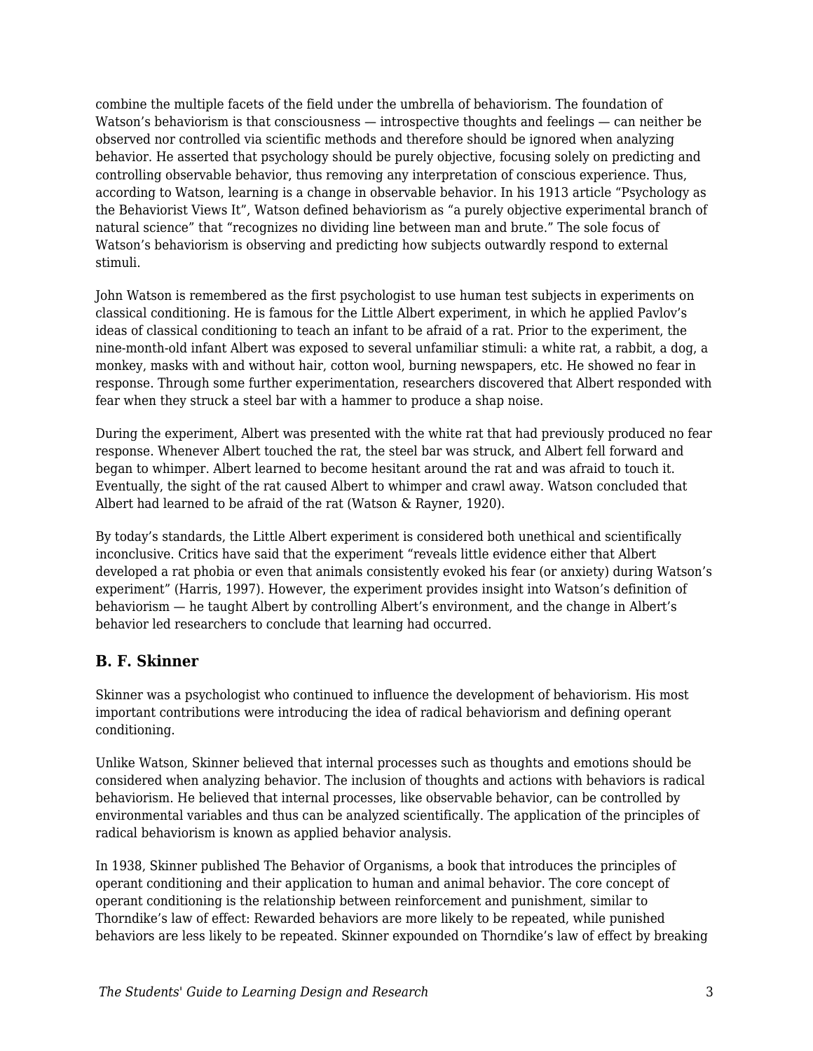combine the multiple facets of the field under the umbrella of behaviorism. The foundation of Watson's behaviorism is that consciousness — introspective thoughts and feelings — can neither be observed nor controlled via scientific methods and therefore should be ignored when analyzing behavior. He asserted that psychology should be purely objective, focusing solely on predicting and controlling observable behavior, thus removing any interpretation of conscious experience. Thus, according to Watson, learning is a change in observable behavior. In his 1913 article "Psychology as the Behaviorist Views It", Watson defined behaviorism as "a purely objective experimental branch of natural science" that "recognizes no dividing line between man and brute." The sole focus of Watson's behaviorism is observing and predicting how subjects outwardly respond to external stimuli.

John Watson is remembered as the first psychologist to use human test subjects in experiments on classical conditioning. He is famous for the Little Albert experiment, in which he applied Pavlov's ideas of classical conditioning to teach an infant to be afraid of a rat. Prior to the experiment, the nine-month-old infant Albert was exposed to several unfamiliar stimuli: a white rat, a rabbit, a dog, a monkey, masks with and without hair, cotton wool, burning newspapers, etc. He showed no fear in response. Through some further experimentation, researchers discovered that Albert responded with fear when they struck a steel bar with a hammer to produce a shap noise.

During the experiment, Albert was presented with the white rat that had previously produced no fear response. Whenever Albert touched the rat, the steel bar was struck, and Albert fell forward and began to whimper. Albert learned to become hesitant around the rat and was afraid to touch it. Eventually, the sight of the rat caused Albert to whimper and crawl away. Watson concluded that Albert had learned to be afraid of the rat (Watson & Rayner, 1920).

By today's standards, the Little Albert experiment is considered both unethical and scientifically inconclusive. Critics have said that the experiment "reveals little evidence either that Albert developed a rat phobia or even that animals consistently evoked his fear (or anxiety) during Watson's experiment" (Harris, 1997). However, the experiment provides insight into Watson's definition of behaviorism — he taught Albert by controlling Albert's environment, and the change in Albert's behavior led researchers to conclude that learning had occurred.

### B. F. Skinner

Skinner was a psychologist who continued to influence the development of behaviorism. His most important contributions were introducing the idea of radical behaviorism and defining operant conditioning.

Unlike Watson, Skinner believed that internal processes such as thoughts and emotions should be considered when analyzing behavior. The inclusion of thoughts and actions with behaviors is radical behaviorism. He believed that internal processes, like observable behavior, can be controlled by environmental variables and thus can be analyzed scientifically. The application of the principles of radical behaviorism is known as applied behavior analysis.

In 1938, Skinner published The Behavior of Organisms, a book that introduces the principles of operant conditioning and their application to human and animal behavior. The core concept of operant conditioning is the relationship between reinforcement and punishment, similar to Thorndike's law of effect: Rewarded behaviors are more likely to be repeated, while punished behaviors are less likely to be repeated. Skinner expounded on Thorndike's law of effect by breaking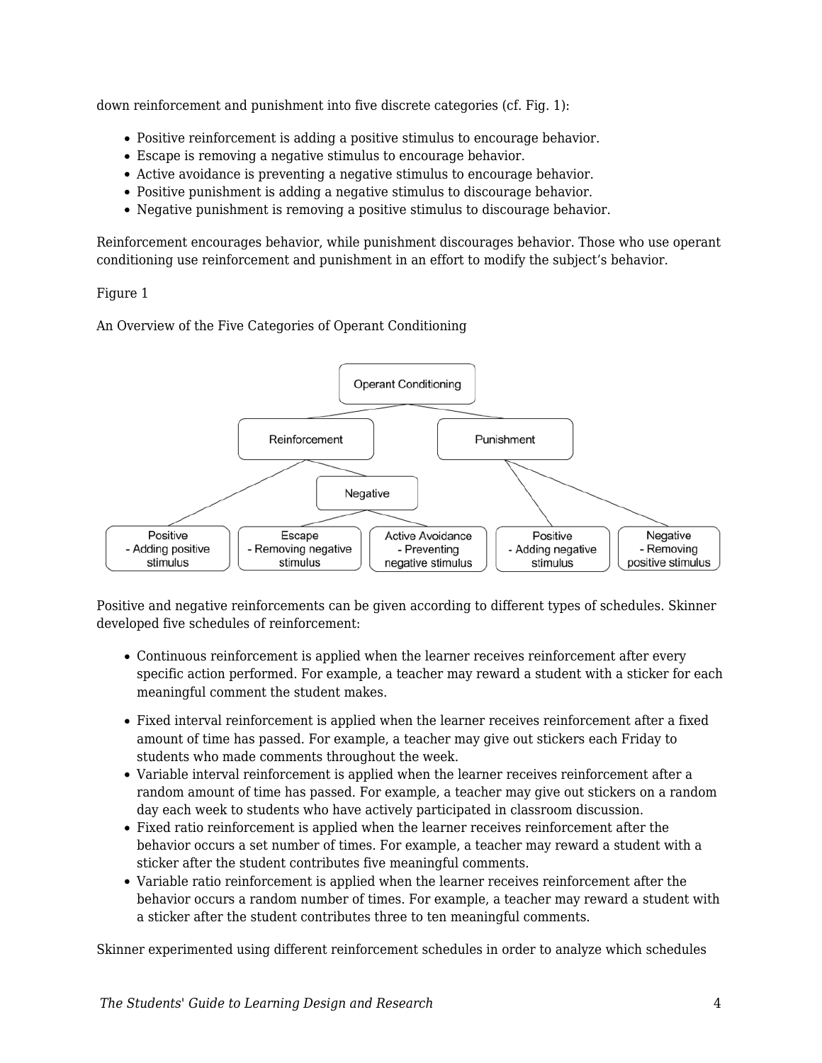down reinforcement and punishment into five discrete categories (cf. Fig. 1):

- Positive reinforcement is adding a positive stimulus to encourage behavior.
- Escape is removing a negative stimulus to encourage behavior.
- Active avoidance is preventing a negative stimulus to encourage behavior.
- Positive punishment is adding a negative stimulus to discourage behavior.
- Negative punishment is removing a positive stimulus to discourage behavior.

Reinforcement encourages behavior, while punishment discourages behavior. Those who use operant conditioning use reinforcement and punishment in an effort to modify the subject's behavior.

Figure 1

An Overview of the Five Categories of Operant Conditioning

Positive and negative reinforcements can be given according to different types of schedules. Skinner developed five schedules of reinforcement:

- Continuous reinforcement is applied when the learner receives reinforcement after every specific action performed. For example, a teacher may reward a student with a sticker for each meaningful comment the student makes.
- Fixed interval reinforcement is applied when the learner receives reinforcement after a fixed amount of time has passed. For example, a teacher may give out stickers each Friday to students who made comments throughout the week.
- Variable interval reinforcement is applied when the learner receives reinforcement after a random amount of time has passed. For example, a teacher may give out stickers on a random day each week to students who have actively participated in classroom discussion.
- Fixed ratio reinforcement is applied when the learner receives reinforcement after the behavior occurs a set number of times. For example, a teacher may reward a student with a sticker after the student contributes five meaningful comments.
- Variable ratio reinforcement is applied when the learner receives reinforcement after the behavior occurs a random number of times. For example, a teacher may reward a student with a sticker after the student contributes three to ten meaningful comments.

Skinner experimented using different reinforcement schedules in order to analyze which schedules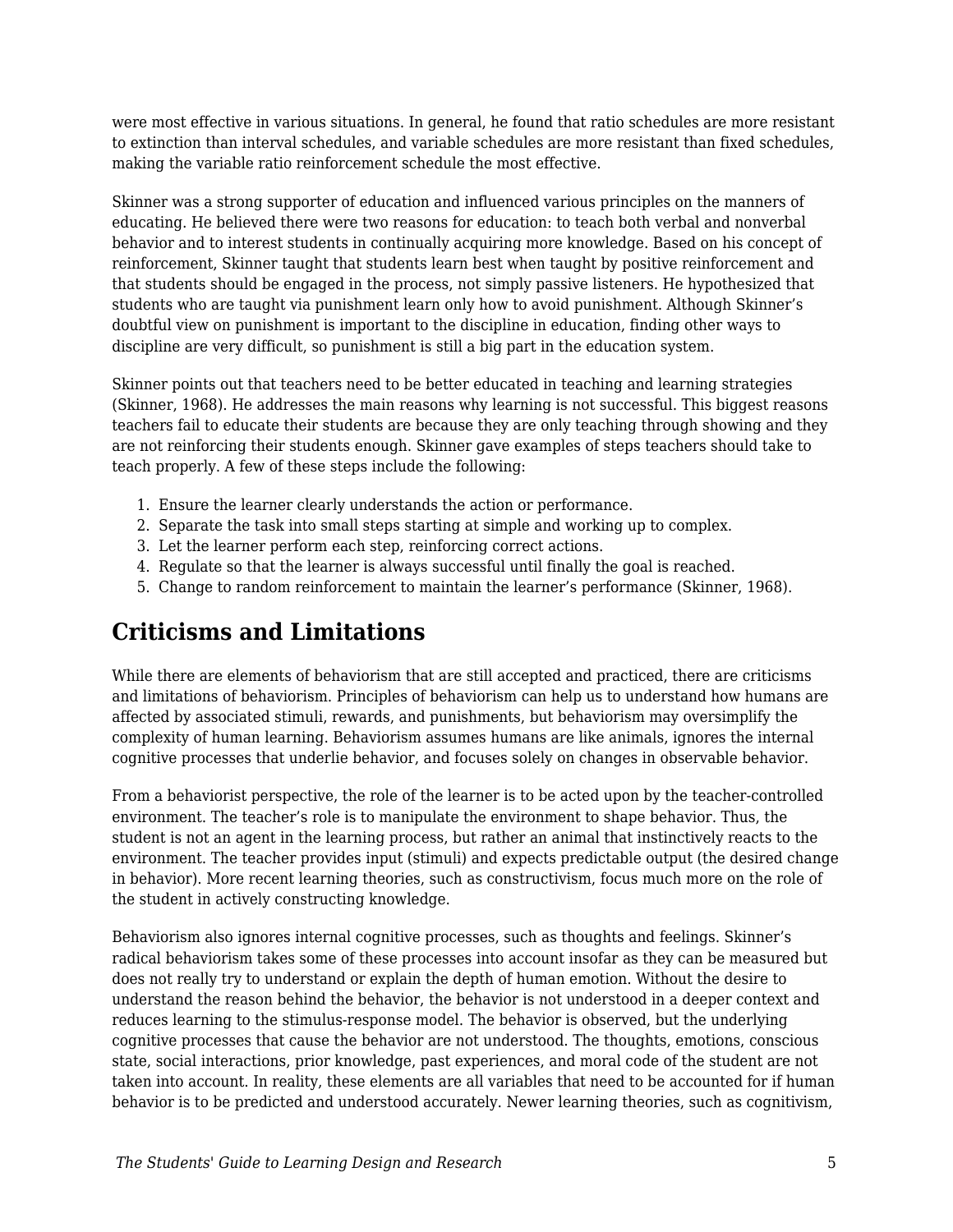were most effective in various situations. In general, he found that ratio schedules are more resistant to extinction than interval schedules, and variable schedules are more resistant than fixed schedules, making the variable ratio reinforcement schedule the most effective.

Skinner was a strong supporter of education and influenced various principles on the manners of educating. He believed there were two reasons for education: to teach both verbal and nonverbal behavior and to interest students in continually acquiring more knowledge. Based on his concept of reinforcement, Skinner taught that students learn best when taught by positive reinforcement and that students should be engaged in the process, not simply passive listeners. He hypothesized that students who are taught via punishment learn only how to avoid punishment. Although Skinner's doubtful view on punishment is important to the discipline in education, finding other ways to discipline are very difficult, so punishment is still a big part in the education system.

Skinner points out that teachers need to be better educated in teaching and learning strategies (Skinner, 1968). He addresses the main reasons why learning is not successful. This biggest reasons teachers fail to educate their students are because they are only teaching through showing and they are not reinforcing their students enough. Skinner gave examples of steps teachers should take to teach properly. A few of these steps include the following:

1. Ensure the learner clearly understands the action or performance.
2. Separate the task into small steps starting at simple and working up to complex.
3. Let the learner perform each step, reinforcing correct actions.
4. Regulate so that the learner is always successful until finally the goal is reached.
5. Change to random reinforcement to maintain the learner's performance (Skinner, 1968).

## Criticisms and Limitations

While there are elements of behaviorism that are still accepted and practiced, there are criticisms and limitations of behaviorism. Principles of behaviorism can help us to understand how humans are affected by associated stimuli, rewards, and punishments, but behaviorism may oversimplify the complexity of human learning. Behaviorism assumes humans are like animals, ignores the internal cognitive processes that underlie behavior, and focuses solely on changes in observable behavior.

From a behaviorist perspective, the role of the learner is to be acted upon by the teacher-controlled environment. The teacher's role is to manipulate the environment to shape behavior. Thus, the student is not an agent in the learning process, but rather an animal that instinctively reacts to the environment. The teacher provides input (stimuli) and expects predictable output (the desired change in behavior). More recent learning theories, such as constructivism, focus much more on the role of the student in actively constructing knowledge.

Behaviorism also ignores internal cognitive processes, such as thoughts and feelings. Skinner's radical behaviorism takes some of these processes into account insofar as they can be measured but does not really try to understand or explain the depth of human emotion. Without the desire to understand the reason behind the behavior, the behavior is not understood in a deeper context and reduces learning to the stimulus-response model. The behavior is observed, but the underlying cognitive processes that cause the behavior are not understood. The thoughts, emotions, conscious state, social interactions, prior knowledge, past experiences, and moral code of the student are not taken into account. In reality, these elements are all variables that need to be accounted for if human behavior is to be predicted and understood accurately. Newer learning theories, such as cognitivism,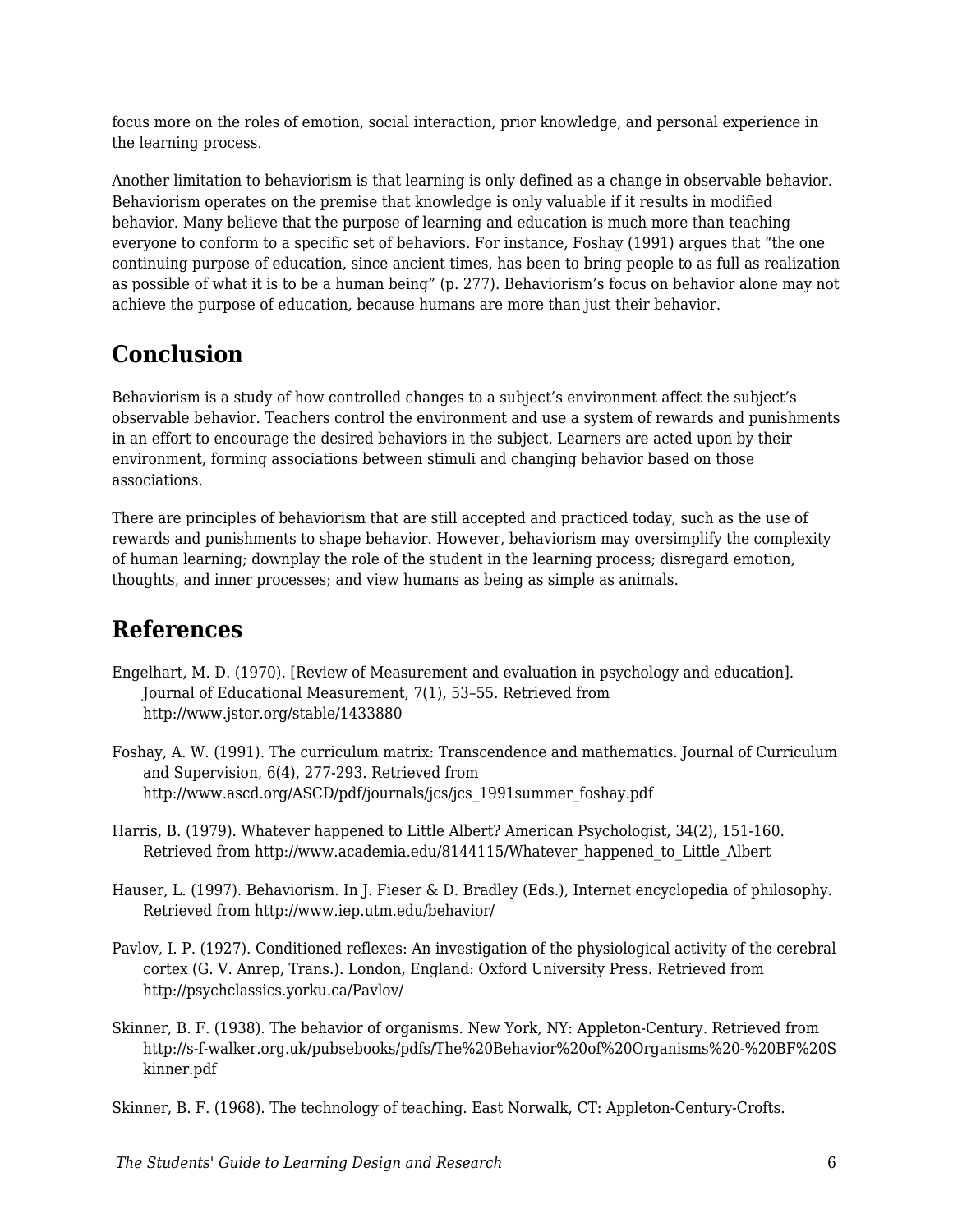focus more on the roles of emotion, social interaction, prior knowledge, and personal experience in the learning process.

Another limitation to behaviorism is that learning is only defined as a change in observable behavior. Behaviorism operates on the premise that knowledge is only valuable if it results in modified behavior. Many believe that the purpose of learning and education is much more than teaching everyone to conform to a specific set of behaviors. For instance, Foshay (1991) argues that "the one continuing purpose of education, since ancient times, has been to bring people to as full as realization as possible of what it is to be a human being" (p. 277). Behaviorism's focus on behavior alone may not achieve the purpose of education, because humans are more than just their behavior.

## Conclusion

Behaviorism is a study of how controlled changes to a subject's environment affect the subject's observable behavior. Teachers control the environment and use a system of rewards and punishments in an effort to encourage the desired behaviors in the subject. Learners are acted upon by their environment, forming associations between stimuli and changing behavior based on those associations.

There are principles of behaviorism that are still accepted and practiced today, such as the use of rewards and punishments to shape behavior. However, behaviorism may oversimplify the complexity of human learning; downplay the role of the student in the learning process; disregard emotion, thoughts, and inner processes; and view humans as being as simple as animals.

## References

Engelhart, M. D. (1970). [Review of Measurement and evaluation in psychology and education]. Journal of Educational Measurement, 7(1), 53–55. Retrieved from http://www.jstor.org/stable/1433880

Foshay, A. W. (1991). The curriculum matrix: Transcendence and mathematics. Journal of Curriculum and Supervision, 6(4), 277-293. Retrieved from http://www.ascd.org/ASCD/pdf/journals/jcs/jcs_1991summer_foshay.pdf

Harris, B. (1979). Whatever happened to Little Albert? American Psychologist, 34(2), 151-160. Retrieved from http://www.academia.edu/8144115/Whatever_happened_to_Little_Albert

Hauser, L. (1997). Behaviorism. In J. Fieser & D. Bradley (Eds.), Internet encyclopedia of philosophy. Retrieved from http://www.iep.utm.edu/behavior/

Pavlov, I. P. (1927). Conditioned reflexes: An investigation of the physiological activity of the cerebral cortex (G. V. Anrep, Trans.). London, England: Oxford University Press. Retrieved from http://psychclassics.yorku.ca/Pavlov/

Skinner, B. F. (1938). The behavior of organisms. New York, NY: Appleton-Century. Retrieved from http://s-f-walker.org.uk/pubsebooks/pdfs/The%20Behavior%20of%20Organisms%20-%20BF%20Skinner.pdf

Skinner, B. F. (1968). The technology of teaching. East Norwalk, CT: Appleton-Century-Crofts.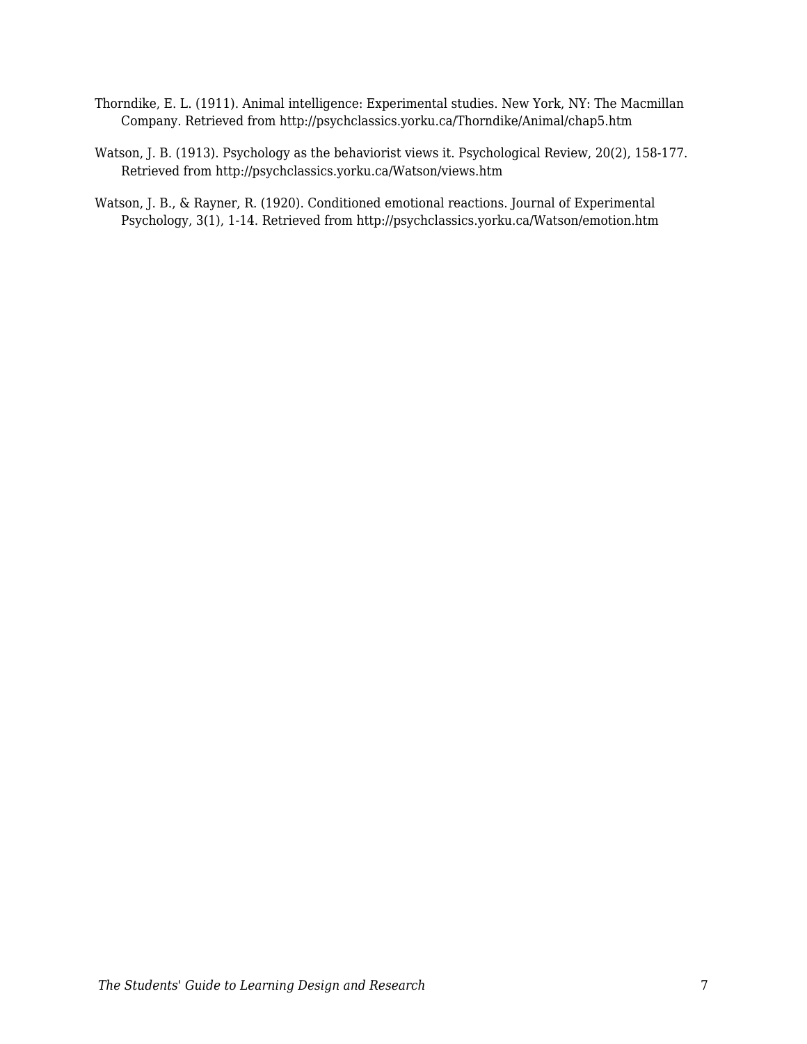Thorndike, E. L. (1911). Animal intelligence: Experimental studies. New York, NY: The Macmillan Company. Retrieved from http://psychclassics.yorku.ca/Thorndike/Animal/chap5.htm

Watson, J. B. (1913). Psychology as the behaviorist views it. Psychological Review, 20(2), 158-177. Retrieved from http://psychclassics.yorku.ca/Watson/views.htm

Watson, J. B., & Rayner, R. (1920). Conditioned emotional reactions. Journal of Experimental Psychology, 3(1), 1-14. Retrieved from http://psychclassics.yorku.ca/Watson/emotion.htm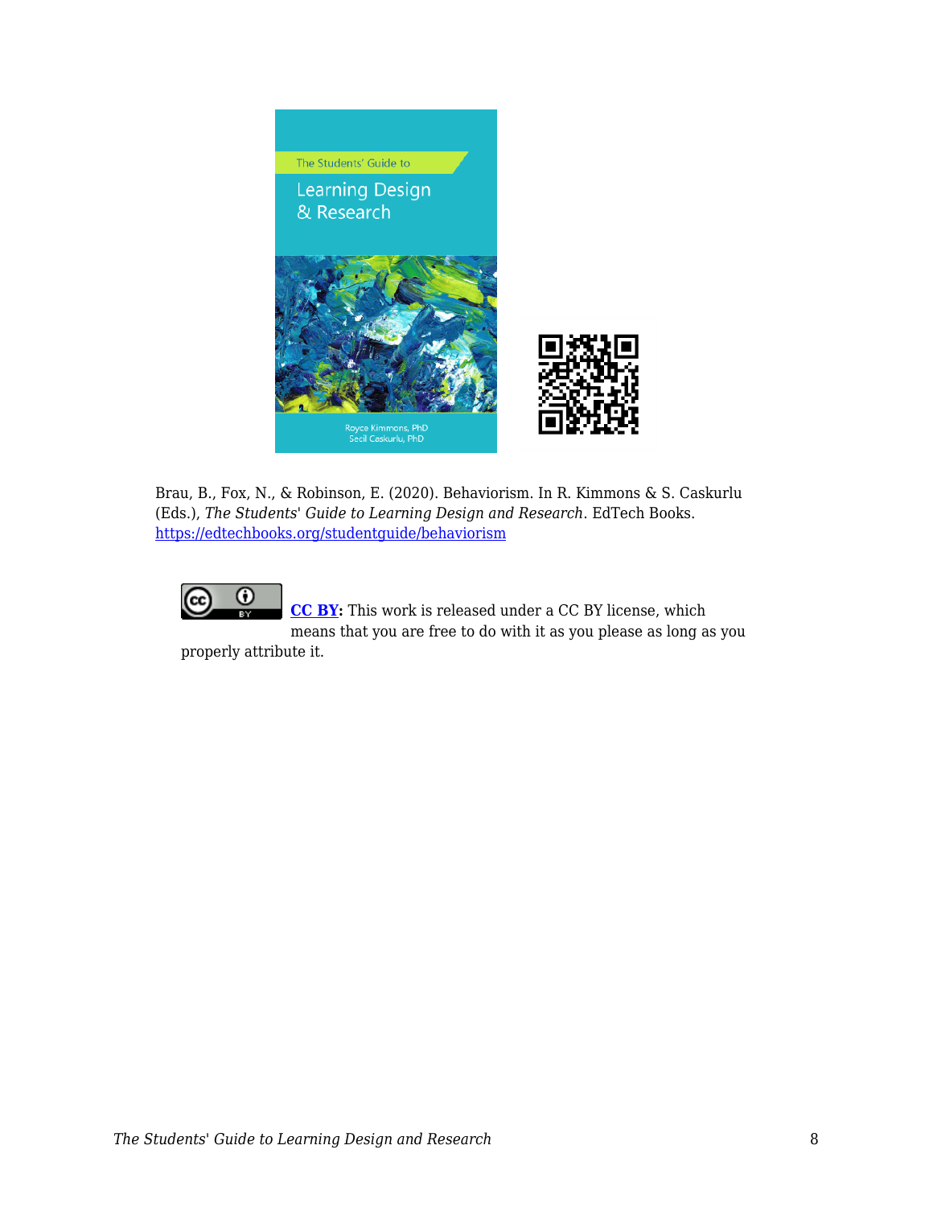Brau, B., Fox, N., & Robinson, E. (2020). Behaviorism. In R. Kimmons & S. Caskurlu (Eds.), *The Students' Guide to Learning Design and Research*. EdTech Books. https://edtechbooks.org/studentguide/behaviorism

**CC BY:** This work is released under a CC BY license, which means that you are free to do with it as you please as long as you properly attribute it.